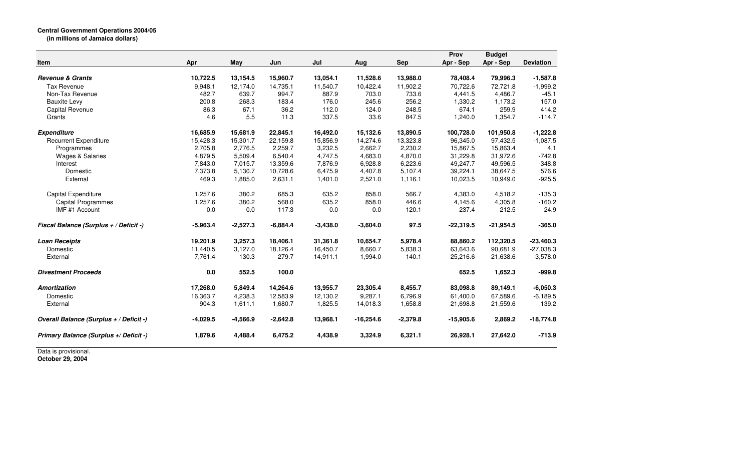**Central Government Operations 2004/05**
**(in millions of Jamaica dollars)**

| Item | Apr | May | Jun | Jul | Aug | Sep | Prov Apr - Sep | Budget Apr - Sep | Deviation |
|---|---|---|---|---|---|---|---|---|---|
| ***Revenue & Grants*** | **10,722.5** | **13,154.5** | **15,960.7** | **13,054.1** | **11,528.6** | **13,988.0** | **78,408.4** | **79,996.3** | **-1,587.8** |
| Tax Revenue | 9,948.1 | 12,174.0 | 14,735.1 | 11,540.7 | 10,422.4 | 11,902.2 | 70,722.6 | 72,721.8 | -1,999.2 |
| Non-Tax Revenue | 482.7 | 639.7 | 994.7 | 887.9 | 703.0 | 733.6 | 4,441.5 | 4,486.7 | -45.1 |
| Bauxite Levy | 200.8 | 268.3 | 183.4 | 176.0 | 245.6 | 256.2 | 1,330.2 | 1,173.2 | 157.0 |
| Capital Revenue | 86.3 | 67.1 | 36.2 | 112.0 | 124.0 | 248.5 | 674.1 | 259.9 | 414.2 |
| Grants | 4.6 | 5.5 | 11.3 | 337.5 | 33.6 | 847.5 | 1,240.0 | 1,354.7 | -114.7 |
| ***Expenditure*** | **16,685.9** | **15,681.9** | **22,845.1** | **16,492.0** | **15,132.6** | **13,890.5** | **100,728.0** | **101,950.8** | **-1,222.8** |
| Recurrent Expenditure | 15,428.3 | 15,301.7 | 22,159.8 | 15,856.9 | 14,274.6 | 13,323.8 | 96,345.0 | 97,432.5 | -1,087.5 |
| Programmes | 2,705.8 | 2,776.5 | 2,259.7 | 3,232.5 | 2,662.7 | 2,230.2 | 15,867.5 | 15,863.4 | 4.1 |
| Wages & Salaries | 4,879.5 | 5,509.4 | 6,540.4 | 4,747.5 | 4,683.0 | 4,870.0 | 31,229.8 | 31,972.6 | -742.8 |
| Interest | 7,843.0 | 7,015.7 | 13,359.6 | 7,876.9 | 6,928.8 | 6,223.6 | 49,247.7 | 49,596.5 | -348.8 |
| Domestic | 7,373.8 | 5,130.7 | 10,728.6 | 6,475.9 | 4,407.8 | 5,107.4 | 39,224.1 | 38,647.5 | 576.6 |
| External | 469.3 | 1,885.0 | 2,631.1 | 1,401.0 | 2,521.0 | 1,116.1 | 10,023.5 | 10,949.0 | -925.5 |
| Capital Expenditure | 1,257.6 | 380.2 | 685.3 | 635.2 | 858.0 | 566.7 | 4,383.0 | 4,518.2 | -135.3 |
| Capital Programmes | 1,257.6 | 380.2 | 568.0 | 635.2 | 858.0 | 446.6 | 4,145.6 | 4,305.8 | -160.2 |
| IMF #1 Account | 0.0 | 0.0 | 117.3 | 0.0 | 0.0 | 120.1 | 237.4 | 212.5 | 24.9 |
| ***Fiscal Balance (Surplus + / Deficit -)*** | **-5,963.4** | **-2,527.3** | **-6,884.4** | **-3,438.0** | **-3,604.0** | **97.5** | **-22,319.5** | **-21,954.5** | **-365.0** |
| ***Loan Receipts*** | **19,201.9** | **3,257.3** | **18,406.1** | **31,361.8** | **10,654.7** | **5,978.4** | **88,860.2** | **112,320.5** | **-23,460.3** |
| Domestic | 11,440.5 | 3,127.0 | 18,126.4 | 16,450.7 | 8,660.7 | 5,838.3 | 63,643.6 | 90,681.9 | -27,038.3 |
| External | 7,761.4 | 130.3 | 279.7 | 14,911.1 | 1,994.0 | 140.1 | 25,216.6 | 21,638.6 | 3,578.0 |
| ***Divestment Proceeds*** | **0.0** | **552.5** | **100.0** | | | | **652.5** | **1,652.3** | **-999.8** |
| ***Amortization*** | **17,268.0** | **5,849.4** | **14,264.6** | **13,955.7** | **23,305.4** | **8,455.7** | **83,098.8** | **89,149.1** | **-6,050.3** |
| Domestic | 16,363.7 | 4,238.3 | 12,583.9 | 12,130.2 | 9,287.1 | 6,796.9 | 61,400.0 | 67,589.6 | -6,189.5 |
| External | 904.3 | 1,611.1 | 1,680.7 | 1,825.5 | 14,018.3 | 1,658.8 | 21,698.8 | 21,559.6 | 139.2 |
| ***Overall Balance (Surplus + / Deficit -)*** | **-4,029.5** | **-4,566.9** | **-2,642.8** | **13,968.1** | **-16,254.6** | **-2,379.8** | **-15,905.6** | **2,869.2** | **-18,774.8** |
| ***Primary Balance (Surplus +/ Deficit -)*** | **1,879.6** | **4,488.4** | **6,475.2** | **4,438.9** | **3,324.9** | **6,321.1** | **26,928.1** | **27,642.0** | **-713.9** |

Data is provisional.
**October 29, 2004**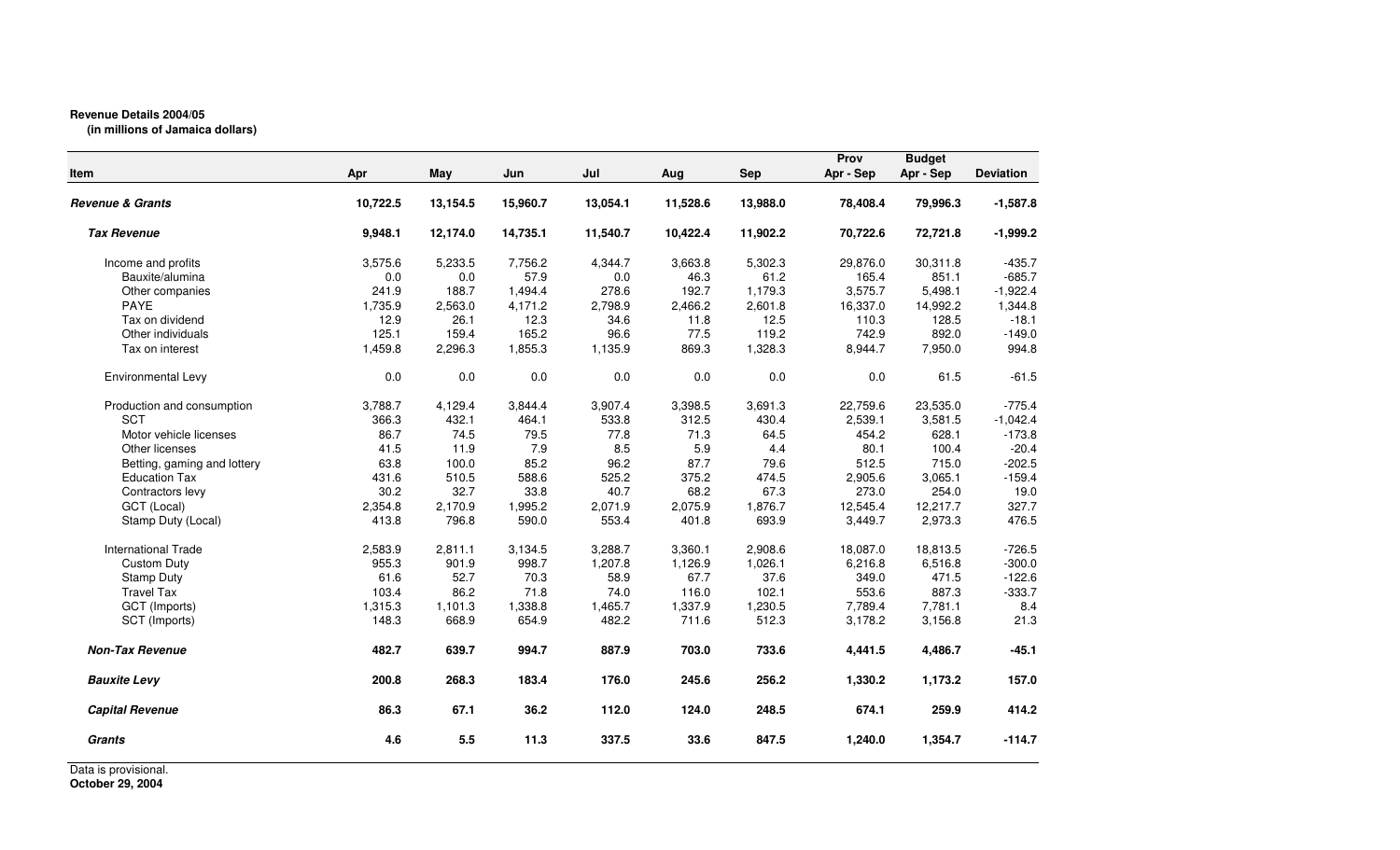**Revenue Details 2004/05**
**(in millions of Jamaica dollars)**

| Item | Apr | May | Jun | Jul | Aug | Sep | Prov Apr - Sep | Budget Apr - Sep | Deviation |
|---|---|---|---|---|---|---|---|---|---|
| ***Revenue & Grants*** | **10,722.5** | **13,154.5** | **15,960.7** | **13,054.1** | **11,528.6** | **13,988.0** | **78,408.4** | **79,996.3** | **-1,587.8** |
| ***Tax Revenue*** | **9,948.1** | **12,174.0** | **14,735.1** | **11,540.7** | **10,422.4** | **11,902.2** | **70,722.6** | **72,721.8** | **-1,999.2** |
| Income and profits | 3,575.6 | 5,233.5 | 7,756.2 | 4,344.7 | 3,663.8 | 5,302.3 | 29,876.0 | 30,311.8 | -435.7 |
| Bauxite/alumina | 0.0 | 0.0 | 57.9 | 0.0 | 46.3 | 61.2 | 165.4 | 851.1 | -685.7 |
| Other companies | 241.9 | 188.7 | 1,494.4 | 278.6 | 192.7 | 1,179.3 | 3,575.7 | 5,498.1 | -1,922.4 |
| PAYE | 1,735.9 | 2,563.0 | 4,171.2 | 2,798.9 | 2,466.2 | 2,601.8 | 16,337.0 | 14,992.2 | 1,344.8 |
| Tax on dividend | 12.9 | 26.1 | 12.3 | 34.6 | 11.8 | 12.5 | 110.3 | 128.5 | -18.1 |
| Other individuals | 125.1 | 159.4 | 165.2 | 96.6 | 77.5 | 119.2 | 742.9 | 892.0 | -149.0 |
| Tax on interest | 1,459.8 | 2,296.3 | 1,855.3 | 1,135.9 | 869.3 | 1,328.3 | 8,944.7 | 7,950.0 | 994.8 |
| Environmental Levy | 0.0 | 0.0 | 0.0 | 0.0 | 0.0 | 0.0 | 0.0 | 61.5 | -61.5 |
| Production and consumption | 3,788.7 | 4,129.4 | 3,844.4 | 3,907.4 | 3,398.5 | 3,691.3 | 22,759.6 | 23,535.0 | -775.4 |
| SCT | 366.3 | 432.1 | 464.1 | 533.8 | 312.5 | 430.4 | 2,539.1 | 3,581.5 | -1,042.4 |
| Motor vehicle licenses | 86.7 | 74.5 | 79.5 | 77.8 | 71.3 | 64.5 | 454.2 | 628.1 | -173.8 |
| Other licenses | 41.5 | 11.9 | 7.9 | 8.5 | 5.9 | 4.4 | 80.1 | 100.4 | -20.4 |
| Betting, gaming and lottery | 63.8 | 100.0 | 85.2 | 96.2 | 87.7 | 79.6 | 512.5 | 715.0 | -202.5 |
| Education Tax | 431.6 | 510.5 | 588.6 | 525.2 | 375.2 | 474.5 | 2,905.6 | 3,065.1 | -159.4 |
| Contractors levy | 30.2 | 32.7 | 33.8 | 40.7 | 68.2 | 67.3 | 273.0 | 254.0 | 19.0 |
| GCT (Local) | 2,354.8 | 2,170.9 | 1,995.2 | 2,071.9 | 2,075.9 | 1,876.7 | 12,545.4 | 12,217.7 | 327.7 |
| Stamp Duty (Local) | 413.8 | 796.8 | 590.0 | 553.4 | 401.8 | 693.9 | 3,449.7 | 2,973.3 | 476.5 |
| International Trade | 2,583.9 | 2,811.1 | 3,134.5 | 3,288.7 | 3,360.1 | 2,908.6 | 18,087.0 | 18,813.5 | -726.5 |
| Custom Duty | 955.3 | 901.9 | 998.7 | 1,207.8 | 1,126.9 | 1,026.1 | 6,216.8 | 6,516.8 | -300.0 |
| Stamp Duty | 61.6 | 52.7 | 70.3 | 58.9 | 67.7 | 37.6 | 349.0 | 471.5 | -122.6 |
| Travel Tax | 103.4 | 86.2 | 71.8 | 74.0 | 116.0 | 102.1 | 553.6 | 887.3 | -333.7 |
| GCT (Imports) | 1,315.3 | 1,101.3 | 1,338.8 | 1,465.7 | 1,337.9 | 1,230.5 | 7,789.4 | 7,781.1 | 8.4 |
| SCT (Imports) | 148.3 | 668.9 | 654.9 | 482.2 | 711.6 | 512.3 | 3,178.2 | 3,156.8 | 21.3 |
| ***Non-Tax Revenue*** | **482.7** | **639.7** | **994.7** | **887.9** | **703.0** | **733.6** | **4,441.5** | **4,486.7** | **-45.1** |
| ***Bauxite Levy*** | **200.8** | **268.3** | **183.4** | **176.0** | **245.6** | **256.2** | **1,330.2** | **1,173.2** | **157.0** |
| ***Capital Revenue*** | **86.3** | **67.1** | **36.2** | **112.0** | **124.0** | **248.5** | **674.1** | **259.9** | **414.2** |
| ***Grants*** | **4.6** | **5.5** | **11.3** | **337.5** | **33.6** | **847.5** | **1,240.0** | **1,354.7** | **-114.7** |

Data is provisional.
**October 29, 2004**